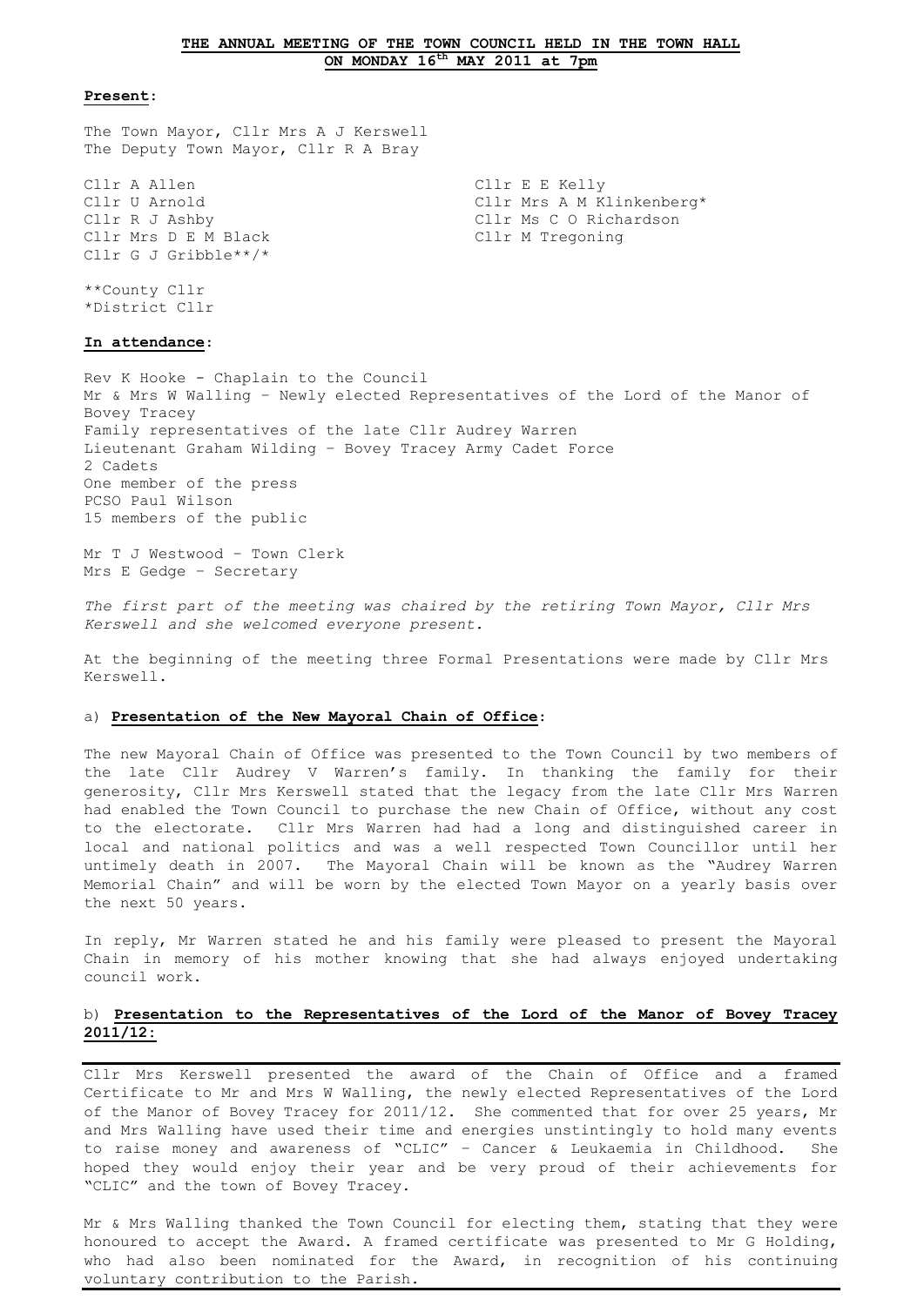# THE ANNUAL MEETING OF THE TOWN COUNCIL HELD IN THE TOWN HALL ON MONDAY 16th MAY 2011 at 7pm

**Present:**

The Town Mayor, Cllr Mrs A J Kerswell
The Deputy Town Mayor, Cllr R A Bray

Cllr A Allen
Cllr U Arnold
Cllr R J Ashby
Cllr Mrs D E M Black
Cllr G J Gribble**/*
Cllr E E Kelly
Cllr Mrs A M Klinkenberg*
Cllr Ms C O Richardson
Cllr M Tregoning

**County Cllr
*District Cllr

**In attendance:**

Rev K Hooke - Chaplain to the Council
Mr & Mrs W Walling – Newly elected Representatives of the Lord of the Manor of Bovey Tracey
Family representatives of the late Cllr Audrey Warren
Lieutenant Graham Wilding – Bovey Tracey Army Cadet Force
2 Cadets
One member of the press
PCSO Paul Wilson
15 members of the public

Mr T J Westwood – Town Clerk
Mrs E Gedge – Secretary

*The first part of the meeting was chaired by the retiring Town Mayor, Cllr Mrs Kerswell and she welcomed everyone present.*

At the beginning of the meeting three Formal Presentations were made by Cllr Mrs Kerswell.

a) **Presentation of the New Mayoral Chain of Office:**

The new Mayoral Chain of Office was presented to the Town Council by two members of the late Cllr Audrey V Warren's family. In thanking the family for their generosity, Cllr Mrs Kerswell stated that the legacy from the late Cllr Mrs Warren had enabled the Town Council to purchase the new Chain of Office, without any cost to the electorate. Cllr Mrs Warren had had a long and distinguished career in local and national politics and was a well respected Town Councillor until her untimely death in 2007. The Mayoral Chain will be known as the "Audrey Warren Memorial Chain" and will be worn by the elected Town Mayor on a yearly basis over the next 50 years.

In reply, Mr Warren stated he and his family were pleased to present the Mayoral Chain in memory of his mother knowing that she had always enjoyed undertaking council work.

b) **Presentation to the Representatives of the Lord of the Manor of Bovey Tracey 2011/12:**

Cllr Mrs Kerswell presented the award of the Chain of Office and a framed Certificate to Mr and Mrs W Walling, the newly elected Representatives of the Lord of the Manor of Bovey Tracey for 2011/12. She commented that for over 25 years, Mr and Mrs Walling have used their time and energies unstintingly to hold many events to raise money and awareness of "CLIC" – Cancer & Leukaemia in Childhood. She hoped they would enjoy their year and be very proud of their achievements for "CLIC" and the town of Bovey Tracey.

Mr & Mrs Walling thanked the Town Council for electing them, stating that they were honoured to accept the Award. A framed certificate was presented to Mr G Holding, who had also been nominated for the Award, in recognition of his continuing voluntary contribution to the Parish.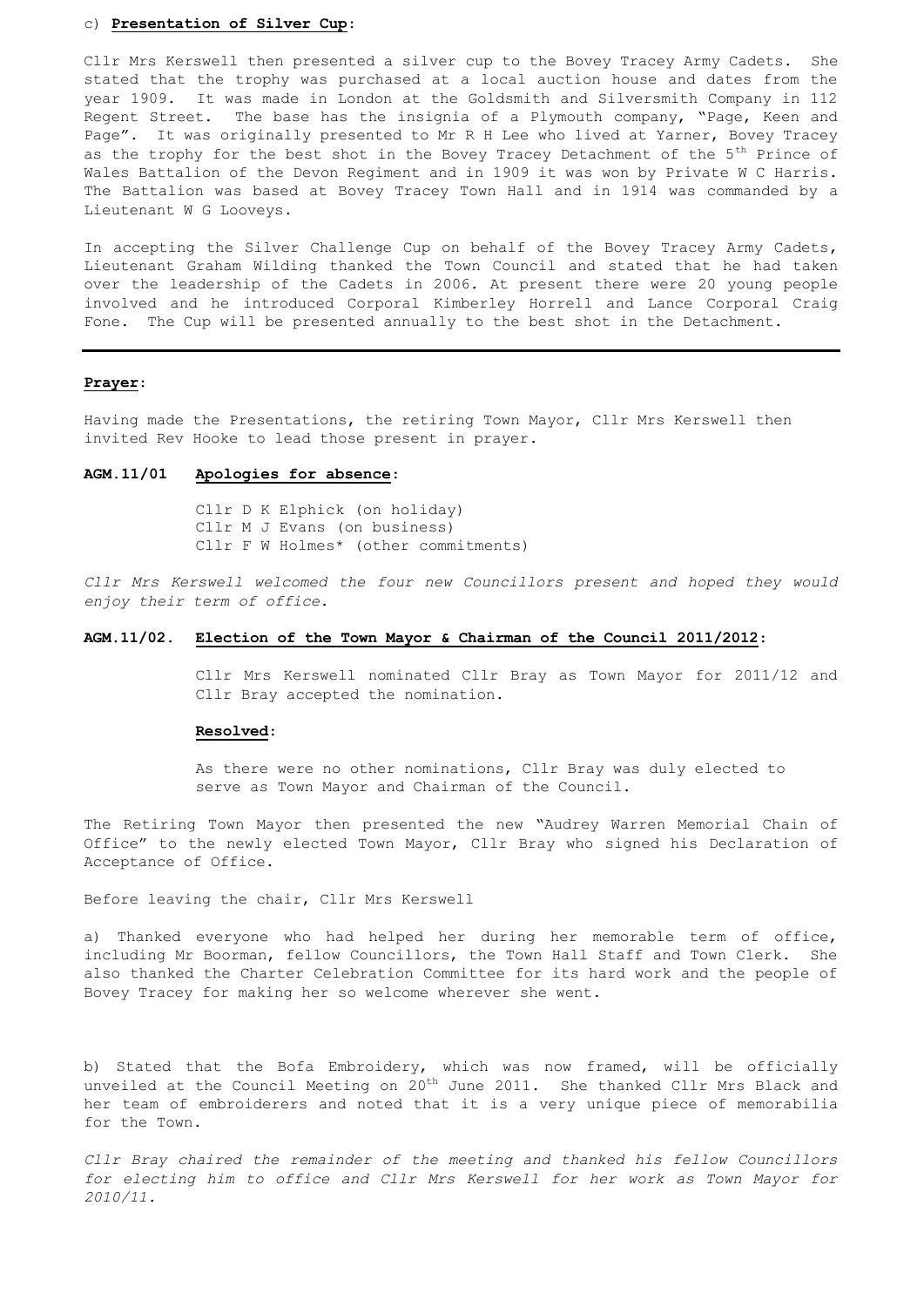c) **Presentation of Silver Cup**:

Cllr Mrs Kerswell then presented a silver cup to the Bovey Tracey Army Cadets. She stated that the trophy was purchased at a local auction house and dates from the year 1909. It was made in London at the Goldsmith and Silversmith Company in 112 Regent Street. The base has the insignia of a Plymouth company, "Page, Keen and Page". It was originally presented to Mr R H Lee who lived at Yarner, Bovey Tracey as the trophy for the best shot in the Bovey Tracey Detachment of the 5th Prince of Wales Battalion of the Devon Regiment and in 1909 it was won by Private W C Harris. The Battalion was based at Bovey Tracey Town Hall and in 1914 was commanded by a Lieutenant W G Looveys.

In accepting the Silver Challenge Cup on behalf of the Bovey Tracey Army Cadets, Lieutenant Graham Wilding thanked the Town Council and stated that he had taken over the leadership of the Cadets in 2006. At present there were 20 young people involved and he introduced Corporal Kimberley Horrell and Lance Corporal Craig Fone. The Cup will be presented annually to the best shot in the Detachment.

---

**Prayer**:

Having made the Presentations, the retiring Town Mayor, Cllr Mrs Kerswell then invited Rev Hooke to lead those present in prayer.

**AGM.11/01 Apologies for absence**:

Cllr D K Elphick (on holiday)
Cllr M J Evans (on business)
Cllr F W Holmes* (other commitments)

*Cllr Mrs Kerswell welcomed the four new Councillors present and hoped they would enjoy their term of office.*

**AGM.11/02. Election of the Town Mayor & Chairman of the Council 2011/2012**:

Cllr Mrs Kerswell nominated Cllr Bray as Town Mayor for 2011/12 and Cllr Bray accepted the nomination.

**Resolved**:

As there were no other nominations, Cllr Bray was duly elected to serve as Town Mayor and Chairman of the Council.

The Retiring Town Mayor then presented the new "Audrey Warren Memorial Chain of Office" to the newly elected Town Mayor, Cllr Bray who signed his Declaration of Acceptance of Office.

Before leaving the chair, Cllr Mrs Kerswell

a) Thanked everyone who had helped her during her memorable term of office, including Mr Boorman, fellow Councillors, the Town Hall Staff and Town Clerk. She also thanked the Charter Celebration Committee for its hard work and the people of Bovey Tracey for making her so welcome wherever she went.

b) Stated that the Bofa Embroidery, which was now framed, will be officially unveiled at the Council Meeting on 20th June 2011. She thanked Cllr Mrs Black and her team of embroiderers and noted that it is a very unique piece of memorabilia for the Town.

*Cllr Bray chaired the remainder of the meeting and thanked his fellow Councillors for electing him to office and Cllr Mrs Kerswell for her work as Town Mayor for 2010/11.*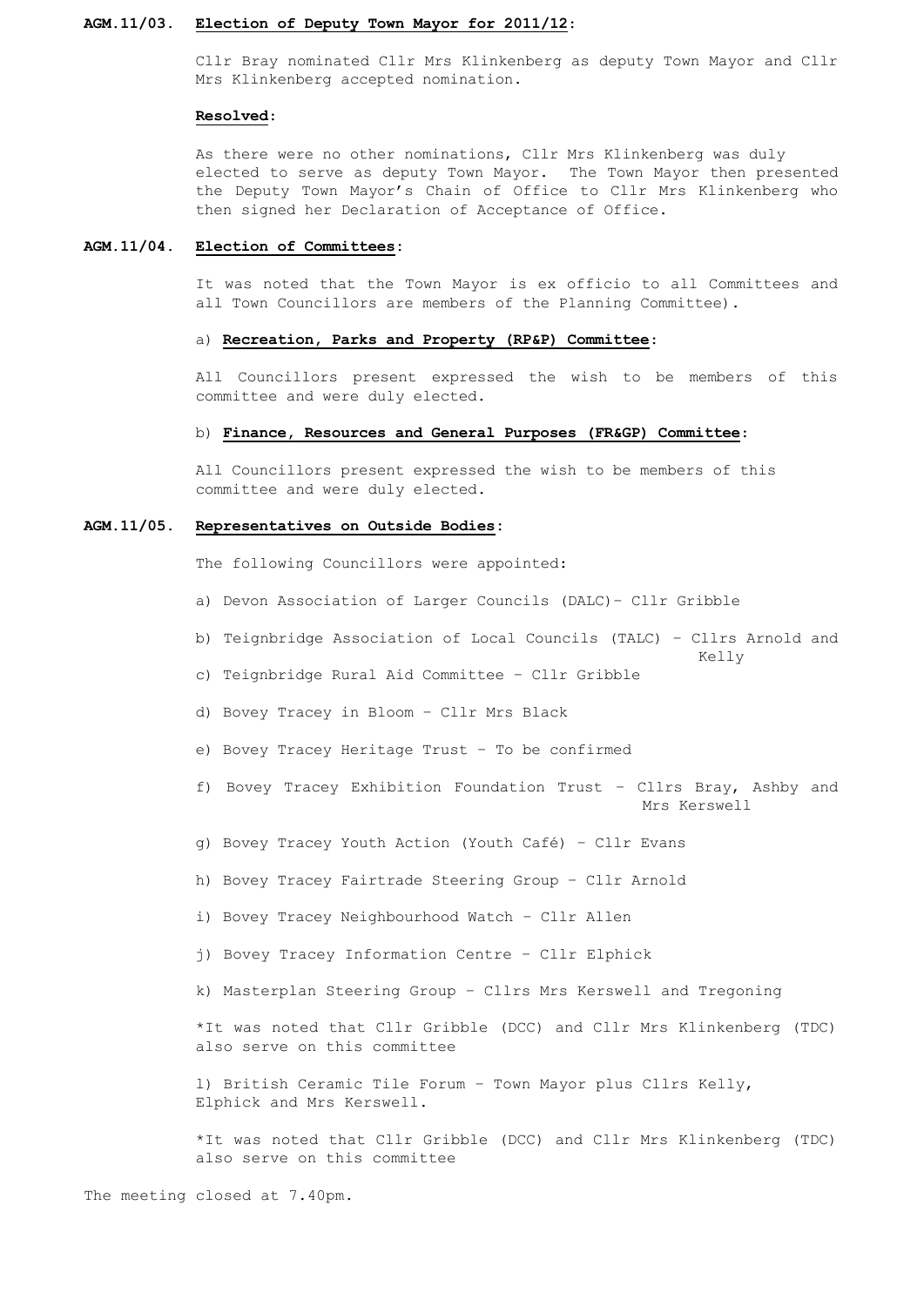**AGM.11/03. Election of Deputy Town Mayor for 2011/12:**

Cllr Bray nominated Cllr Mrs Klinkenberg as deputy Town Mayor and Cllr Mrs Klinkenberg accepted nomination.

**Resolved:**

As there were no other nominations, Cllr Mrs Klinkenberg was duly elected to serve as deputy Town Mayor. The Town Mayor then presented the Deputy Town Mayor's Chain of Office to Cllr Mrs Klinkenberg who then signed her Declaration of Acceptance of Office.

**AGM.11/04. Election of Committees:**

It was noted that the Town Mayor is ex officio to all Committees and all Town Councillors are members of the Planning Committee).

a) **Recreation, Parks and Property (RP&P) Committee:**

All Councillors present expressed the wish to be members of this committee and were duly elected.

b) **Finance, Resources and General Purposes (FR&GP) Committee:**

All Councillors present expressed the wish to be members of this committee and were duly elected.

**AGM.11/05. Representatives on Outside Bodies:**

The following Councillors were appointed:

a) Devon Association of Larger Councils (DALC)– Cllr Gribble

b) Teignbridge Association of Local Councils (TALC) – Cllrs Arnold and Kelly

c) Teignbridge Rural Aid Committee – Cllr Gribble

d) Bovey Tracey in Bloom – Cllr Mrs Black

e) Bovey Tracey Heritage Trust – To be confirmed

f) Bovey Tracey Exhibition Foundation Trust – Cllrs Bray, Ashby and Mrs Kerswell

g) Bovey Tracey Youth Action (Youth Café) – Cllr Evans

h) Bovey Tracey Fairtrade Steering Group – Cllr Arnold

i) Bovey Tracey Neighbourhood Watch – Cllr Allen

j) Bovey Tracey Information Centre – Cllr Elphick

k) Masterplan Steering Group – Cllrs Mrs Kerswell and Tregoning

*It was noted that Cllr Gribble (DCC) and Cllr Mrs Klinkenberg (TDC) also serve on this committee

l) British Ceramic Tile Forum – Town Mayor plus Cllrs Kelly, Elphick and Mrs Kerswell.

*It was noted that Cllr Gribble (DCC) and Cllr Mrs Klinkenberg (TDC) also serve on this committee

The meeting closed at 7.40pm.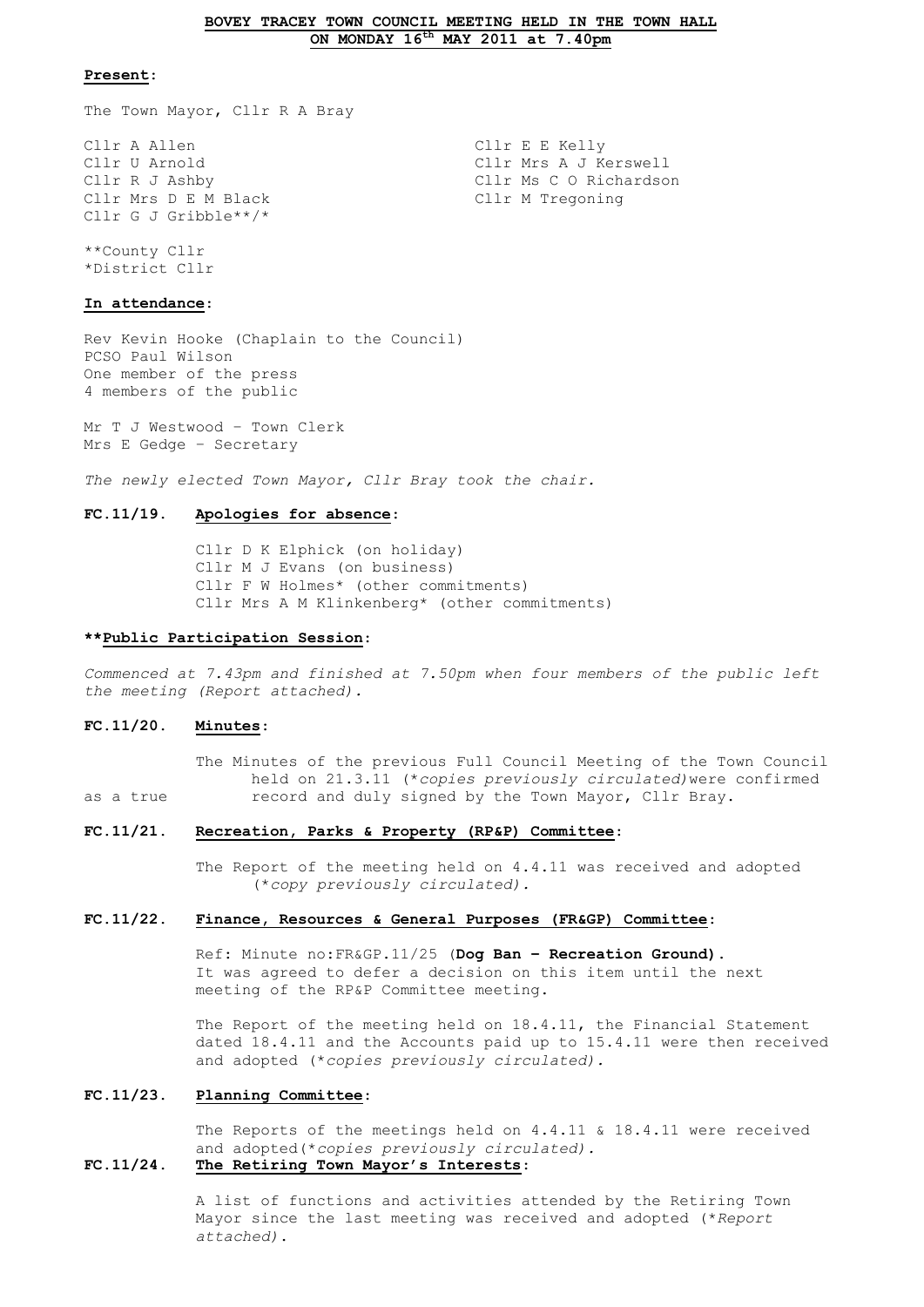# BOVEY TRACEY TOWN COUNCIL MEETING HELD IN THE TOWN HALL ON MONDAY 16th MAY 2011 at 7.40pm

**Present:**

The Town Mayor, Cllr R A Bray

Cllr A Allen
Cllr U Arnold
Cllr R J Ashby
Cllr Mrs D E M Black
Cllr G J Gribble**/*
Cllr E E Kelly
Cllr Mrs A J Kerswell
Cllr Ms C O Richardson
Cllr M Tregoning

**County Cllr
*District Cllr

**In attendance:**

Rev Kevin Hooke (Chaplain to the Council)
PCSO Paul Wilson
One member of the press
4 members of the public

Mr T J Westwood – Town Clerk
Mrs E Gedge – Secretary

*The newly elected Town Mayor, Cllr Bray took the chair.*

**FC.11/19. Apologies for absence:**

Cllr D K Elphick (on holiday)
Cllr M J Evans (on business)
Cllr F W Holmes* (other commitments)
Cllr Mrs A M Klinkenberg* (other commitments)

****Public Participation Session:**

*Commenced at 7.43pm and finished at 7.50pm when four members of the public left the meeting (Report attached).*

**FC.11/20. Minutes:**

The Minutes of the previous Full Council Meeting of the Town Council held on 21.3.11 (*copies previously circulated*) were confirmed as a true record and duly signed by the Town Mayor, Cllr Bray.

**FC.11/21. Recreation, Parks & Property (RP&P) Committee:**

The Report of the meeting held on 4.4.11 was received and adopted (*copy previously circulated*).

**FC.11/22. Finance, Resources & General Purposes (FR&GP) Committee:**

Ref: Minute no:FR&GP.11/25 (**Dog Ban – Recreation Ground**). It was agreed to defer a decision on this item until the next meeting of the RP&P Committee meeting.

The Report of the meeting held on 18.4.11, the Financial Statement dated 18.4.11 and the Accounts paid up to 15.4.11 were then received and adopted (*copies previously circulated*).

**FC.11/23. Planning Committee:**

The Reports of the meetings held on 4.4.11 & 18.4.11 were received and adopted(*copies previously circulated*).

**FC.11/24. The Retiring Town Mayor's Interests:**

A list of functions and activities attended by the Retiring Town Mayor since the last meeting was received and adopted (*Report attached*).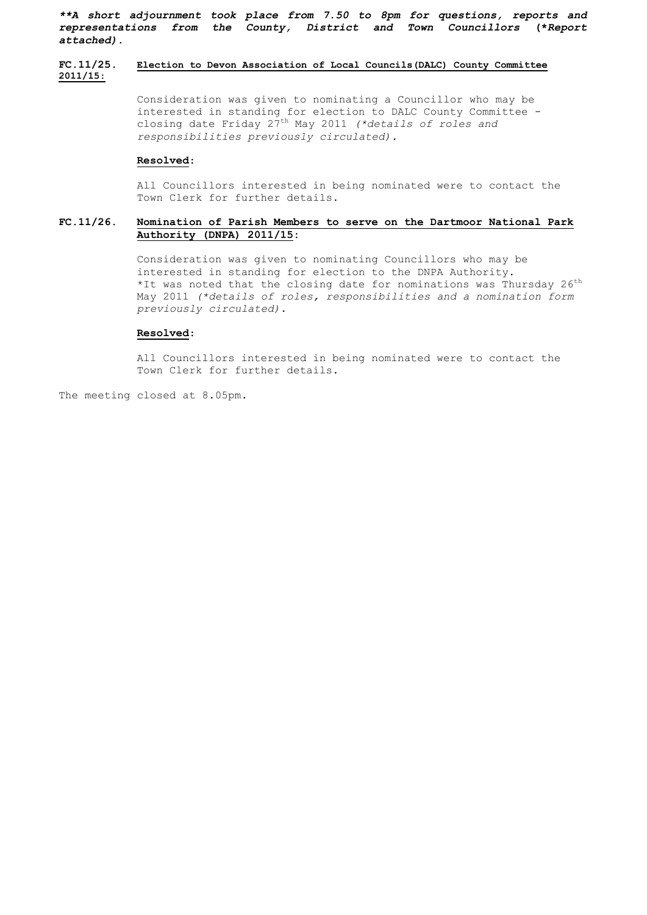***\*A short adjournment took place from 7.50 to 8pm for questions, reports and representations from the County, District and Town Councillors (\*Report attached).***

**FC.11/25. 2011/15:** **Election to Devon Association of Local Councils(DALC) County Committee**

Consideration was given to nominating a Councillor who may be interested in standing for election to DALC County Committee - closing date Friday 27th May 2011 *(\*details of roles and responsibilities previously circulated).*

**Resolved:**

All Councillors interested in being nominated were to contact the Town Clerk for further details.

**FC.11/26. Nomination of Parish Members to serve on the Dartmoor National Park Authority (DNPA) 2011/15:**

Consideration was given to nominating Councillors who may be interested in standing for election to the DNPA Authority. \*It was noted that the closing date for nominations was Thursday 26th May 2011 *(\*details of roles, responsibilities and a nomination form previously circulated).*

**Resolved:**

All Councillors interested in being nominated were to contact the Town Clerk for further details.

The meeting closed at 8.05pm.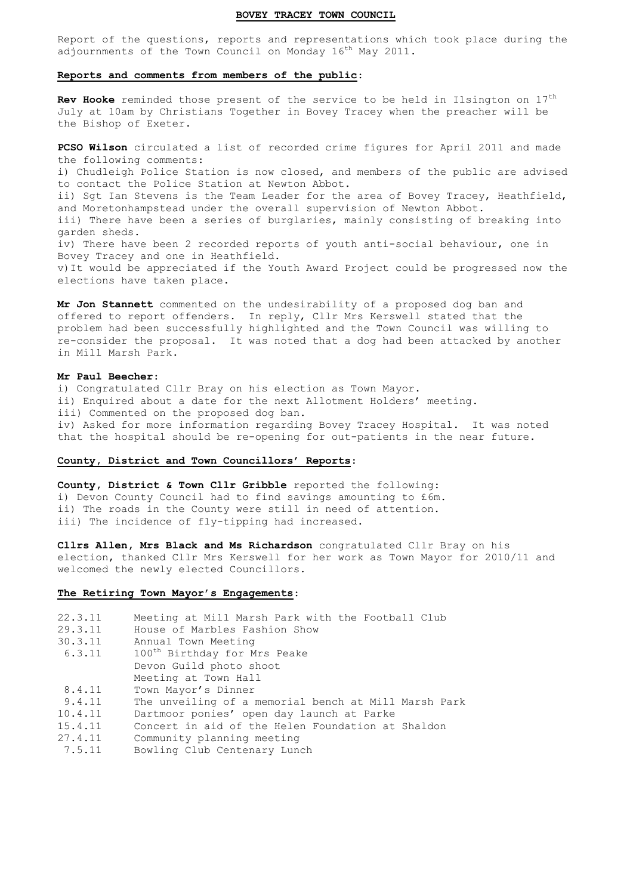**BOVEY TRACEY TOWN COUNCIL**

Report of the questions, reports and representations which took place during the adjournments of the Town Council on Monday 16th May 2011.

**Reports and comments from members of the public:**

**Rev Hooke** reminded those present of the service to be held in Ilsington on 17th July at 10am by Christians Together in Bovey Tracey when the preacher will be the Bishop of Exeter.

**PCSO Wilson** circulated a list of recorded crime figures for April 2011 and made the following comments:
i) Chudleigh Police Station is now closed, and members of the public are advised to contact the Police Station at Newton Abbot.
ii) Sgt Ian Stevens is the Team Leader for the area of Bovey Tracey, Heathfield, and Moretonhampstead under the overall supervision of Newton Abbot.
iii) There have been a series of burglaries, mainly consisting of breaking into garden sheds.
iv) There have been 2 recorded reports of youth anti-social behaviour, one in Bovey Tracey and one in Heathfield.
v) It would be appreciated if the Youth Award Project could be progressed now the elections have taken place.

**Mr Jon Stannett** commented on the undesirability of a proposed dog ban and offered to report offenders. In reply, Cllr Mrs Kerswell stated that the problem had been successfully highlighted and the Town Council was willing to re-consider the proposal. It was noted that a dog had been attacked by another in Mill Marsh Park.

**Mr Paul Beecher:**
i) Congratulated Cllr Bray on his election as Town Mayor.
ii) Enquired about a date for the next Allotment Holders' meeting.
iii) Commented on the proposed dog ban.
iv) Asked for more information regarding Bovey Tracey Hospital. It was noted that the hospital should be re-opening for out-patients in the near future.

**County, District and Town Councillors' Reports:**

**County, District & Town Cllr Gribble** reported the following:
i) Devon County Council had to find savings amounting to £6m.
ii) The roads in the County were still in need of attention.
iii) The incidence of fly-tipping had increased.

**Cllrs Allen, Mrs Black and Ms Richardson** congratulated Cllr Bray on his election, thanked Cllr Mrs Kerswell for her work as Town Mayor for 2010/11 and welcomed the newly elected Councillors.

**The Retiring Town Mayor's Engagements:**

| | |
|---|---|
| 22.3.11 | Meeting at Mill Marsh Park with the Football Club |
| 29.3.11 | House of Marbles Fashion Show |
| 30.3.11 | Annual Town Meeting |
| 6.3.11 | 100th Birthday for Mrs Peake |
| | Devon Guild photo shoot |
| | Meeting at Town Hall |
| 8.4.11 | Town Mayor's Dinner |
| 9.4.11 | The unveiling of a memorial bench at Mill Marsh Park |
| 10.4.11 | Dartmoor ponies' open day launch at Parke |
| 15.4.11 | Concert in aid of the Helen Foundation at Shaldon |
| 27.4.11 | Community planning meeting |
| 7.5.11 | Bowling Club Centenary Lunch |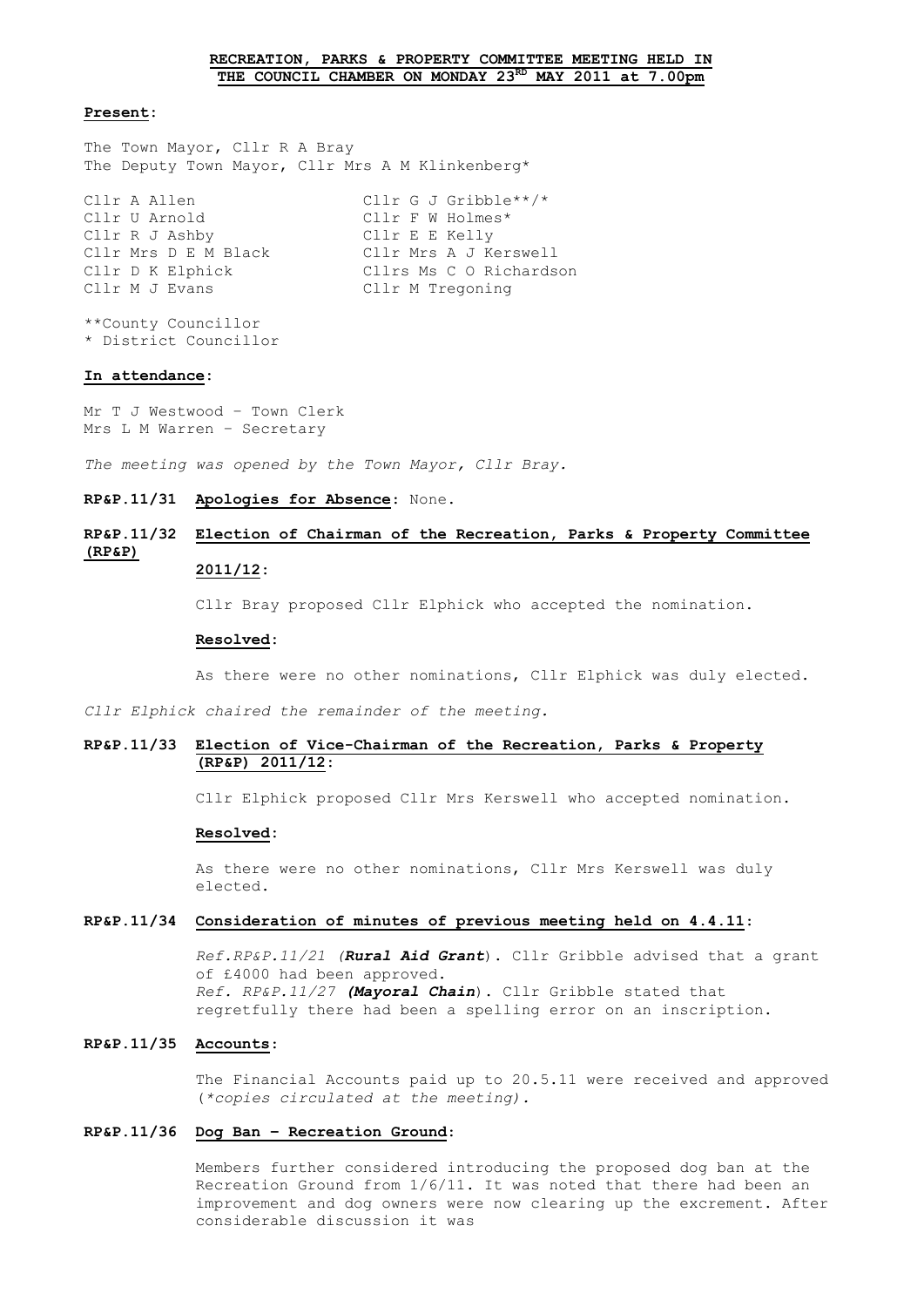**RECREATION, PARKS & PROPERTY COMMITTEE MEETING HELD IN THE COUNCIL CHAMBER ON MONDAY 23RD MAY 2011 at 7.00pm**

**Present**:

The Town Mayor, Cllr R A Bray
The Deputy Town Mayor, Cllr Mrs A M Klinkenberg*

Cllr A Allen
Cllr U Arnold
Cllr R J Ashby
Cllr Mrs D E M Black
Cllr D K Elphick
Cllr M J Evans
Cllr G J Gribble**/*
Cllr F W Holmes*
Cllr E E Kelly
Cllr Mrs A J Kerswell
Cllrs Ms C O Richardson
Cllr M Tregoning

**County Councillor
* District Councillor

**In attendance**:

Mr T J Westwood – Town Clerk
Mrs L M Warren – Secretary

*The meeting was opened by the Town Mayor, Cllr Bray.*

**RP&P.11/31 Apologies for Absence**: None.

**RP&P.11/32 Election of Chairman of the Recreation, Parks & Property Committee (RP&P) 2011/12**:

Cllr Bray proposed Cllr Elphick who accepted the nomination.

**Resolved**:

As there were no other nominations, Cllr Elphick was duly elected.

*Cllr Elphick chaired the remainder of the meeting.*

**RP&P.11/33 Election of Vice-Chairman of the Recreation, Parks & Property (RP&P) 2011/12**:

Cllr Elphick proposed Cllr Mrs Kerswell who accepted nomination.

**Resolved**:

As there were no other nominations, Cllr Mrs Kerswell was duly elected.

**RP&P.11/34 Consideration of minutes of previous meeting held on 4.4.11**:

*Ref.RP&P.11/21 (**Rural Aid Grant**).* Cllr Gribble advised that a grant of £4000 had been approved.
*Ref. RP&P.11/27 (**Mayoral Chain**).* Cllr Gribble stated that regretfully there had been a spelling error on an inscription.

**RP&P.11/35 Accounts**:

The Financial Accounts paid up to 20.5.11 were received and approved (*\*copies circulated at the meeting).*

**RP&P.11/36 Dog Ban – Recreation Ground**:

Members further considered introducing the proposed dog ban at the Recreation Ground from 1/6/11. It was noted that there had been an improvement and dog owners were now clearing up the excrement. After considerable discussion it was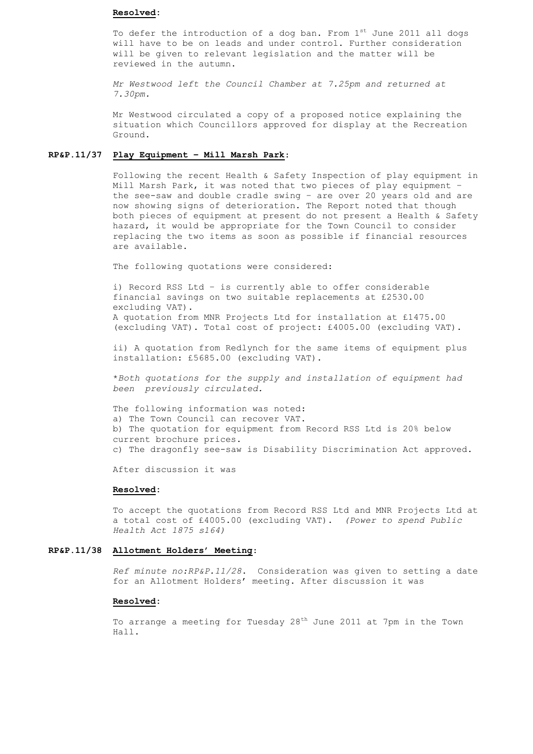**Resolved**:

To defer the introduction of a dog ban. From 1st June 2011 all dogs will have to be on leads and under control. Further consideration will be given to relevant legislation and the matter will be reviewed in the autumn.

*Mr Westwood left the Council Chamber at 7.25pm and returned at 7.30pm.*

Mr Westwood circulated a copy of a proposed notice explaining the situation which Councillors approved for display at the Recreation Ground.

**RP&P.11/37 Play Equipment – Mill Marsh Park**:

Following the recent Health & Safety Inspection of play equipment in Mill Marsh Park, it was noted that two pieces of play equipment – the see-saw and double cradle swing – are over 20 years old and are now showing signs of deterioration. The Report noted that though both pieces of equipment at present do not present a Health & Safety hazard, it would be appropriate for the Town Council to consider replacing the two items as soon as possible if financial resources are available.

The following quotations were considered:

i) Record RSS Ltd – is currently able to offer considerable financial savings on two suitable replacements at £2530.00 excluding VAT).
A quotation from MNR Projects Ltd for installation at £1475.00 (excluding VAT). Total cost of project: £4005.00 (excluding VAT).

ii) A quotation from Redlynch for the same items of equipment plus installation: £5685.00 (excluding VAT).

*\*Both quotations for the supply and installation of equipment had been previously circulated.*

The following information was noted:
a) The Town Council can recover VAT.
b) The quotation for equipment from Record RSS Ltd is 20% below current brochure prices.
c) The dragonfly see-saw is Disability Discrimination Act approved.

After discussion it was

**Resolved**:

To accept the quotations from Record RSS Ltd and MNR Projects Ltd at a total cost of £4005.00 (excluding VAT). *(Power to spend Public Health Act 1875 s164)*

**RP&P.11/38 Allotment Holders' Meeting**:

*Ref minute no:RP&P.11/28.* Consideration was given to setting a date for an Allotment Holders' meeting. After discussion it was

**Resolved**:

To arrange a meeting for Tuesday 28th June 2011 at 7pm in the Town Hall.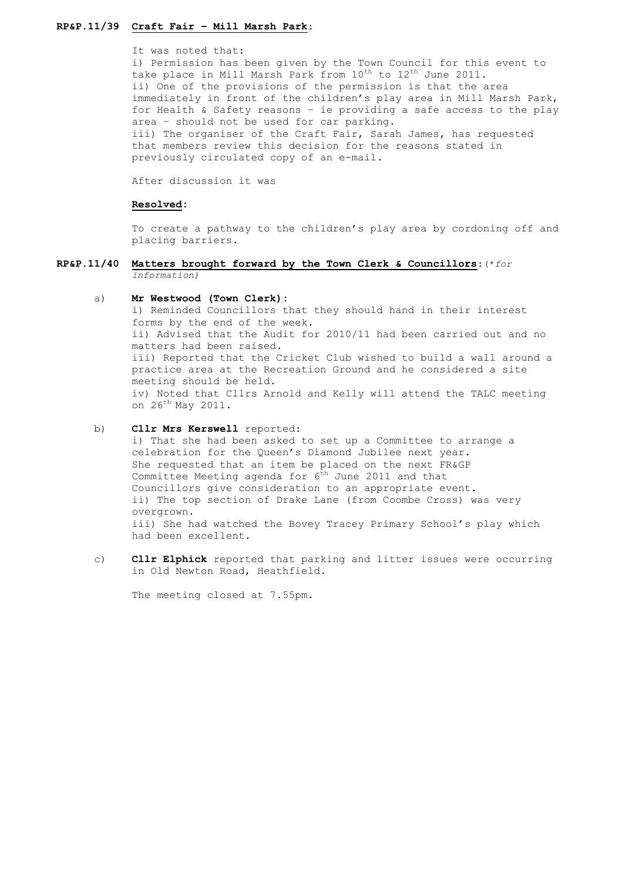**RP&P.11/39** **Craft Fair – Mill Marsh Park:**

It was noted that:
i) Permission has been given by the Town Council for this event to take place in Mill Marsh Park from 10th to 12th June 2011.
ii) One of the provisions of the permission is that the area immediately in front of the children's play area in Mill Marsh Park, for Health & Safety reasons – ie providing a safe access to the play area – should not be used for car parking.
iii) The organiser of the Craft Fair, Sarah James, has requested that members review this decision for the reasons stated in previously circulated copy of an e-mail.

After discussion it was

**Resolved:**

To create a pathway to the children's play area by cordoning off and placing barriers.

**RP&P.11/40** **Matters brought forward by the Town Clerk & Councillors:** (*for information*)

a) **Mr Westwood (Town Clerk):**
i) Reminded Councillors that they should hand in their interest forms by the end of the week.
ii) Advised that the Audit for 2010/11 had been carried out and no matters had been raised.
iii) Reported that the Cricket Club wished to build a wall around a practice area at the Recreation Ground and he considered a site meeting should be held.
iv) Noted that Cllrs Arnold and Kelly will attend the TALC meeting on 26th May 2011.

b) **Cllr Mrs Kerswell** reported:
i) That she had been asked to set up a Committee to arrange a celebration for the Queen's Diamond Jubilee next year. She requested that an item be placed on the next FR&GP Committee Meeting agenda for 6th June 2011 and that Councillors give consideration to an appropriate event.
ii) The top section of Drake Lane (from Coombe Cross) was very overgrown.
iii) She had watched the Bovey Tracey Primary School's play which had been excellent.

c) **Cllr Elphick** reported that parking and litter issues were occurring in Old Newton Road, Heathfield.

The meeting closed at 7.55pm.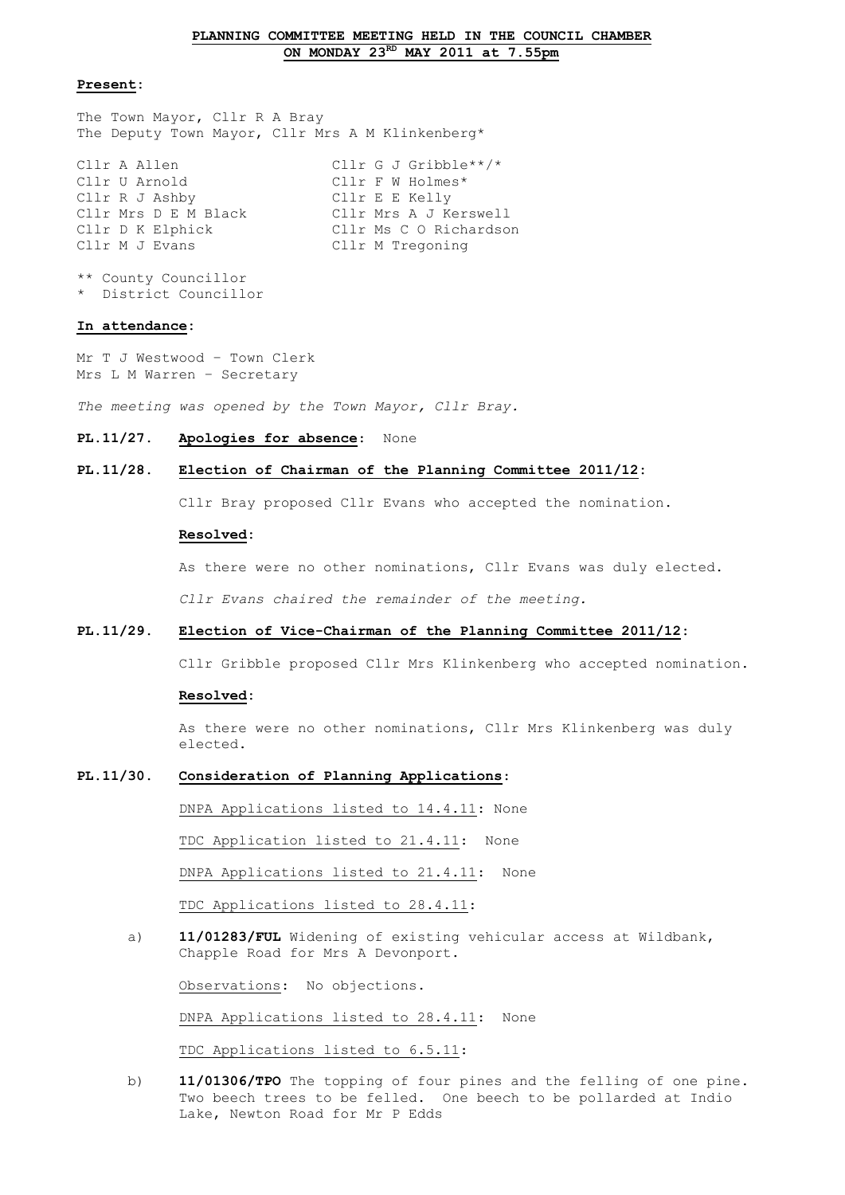# PLANNING COMMITTEE MEETING HELD IN THE COUNCIL CHAMBER ON MONDAY 23RD MAY 2011 at 7.55pm

**Present:**

The Town Mayor, Cllr R A Bray
The Deputy Town Mayor, Cllr Mrs A M Klinkenberg*

Cllr A Allen
Cllr U Arnold
Cllr R J Ashby
Cllr Mrs D E M Black
Cllr D K Elphick
Cllr M J Evans
Cllr G J Gribble**/*
Cllr F W Holmes*
Cllr E E Kelly
Cllr Mrs A J Kerswell
Cllr Ms C O Richardson
Cllr M Tregoning

** County Councillor
* District Councillor

**In attendance:**

Mr T J Westwood – Town Clerk
Mrs L M Warren – Secretary

*The meeting was opened by the Town Mayor, Cllr Bray.*

**PL.11/27. Apologies for absence:** None

**PL.11/28. Election of Chairman of the Planning Committee 2011/12:**

Cllr Bray proposed Cllr Evans who accepted the nomination.

**Resolved:**

As there were no other nominations, Cllr Evans was duly elected.

*Cllr Evans chaired the remainder of the meeting.*

**PL.11/29. Election of Vice-Chairman of the Planning Committee 2011/12:**

Cllr Gribble proposed Cllr Mrs Klinkenberg who accepted nomination.

**Resolved:**

As there were no other nominations, Cllr Mrs Klinkenberg was duly elected.

**PL.11/30. Consideration of Planning Applications:**

DNPA Applications listed to 14.4.11: None

TDC Application listed to 21.4.11: None

DNPA Applications listed to 21.4.11: None

TDC Applications listed to 28.4.11:

a) **11/01283/FUL** Widening of existing vehicular access at Wildbank, Chapple Road for Mrs A Devonport.

Observations: No objections.

DNPA Applications listed to 28.4.11: None

TDC Applications listed to 6.5.11:

b) **11/01306/TPO** The topping of four pines and the felling of one pine. Two beech trees to be felled. One beech to be pollarded at Indio Lake, Newton Road for Mr P Edds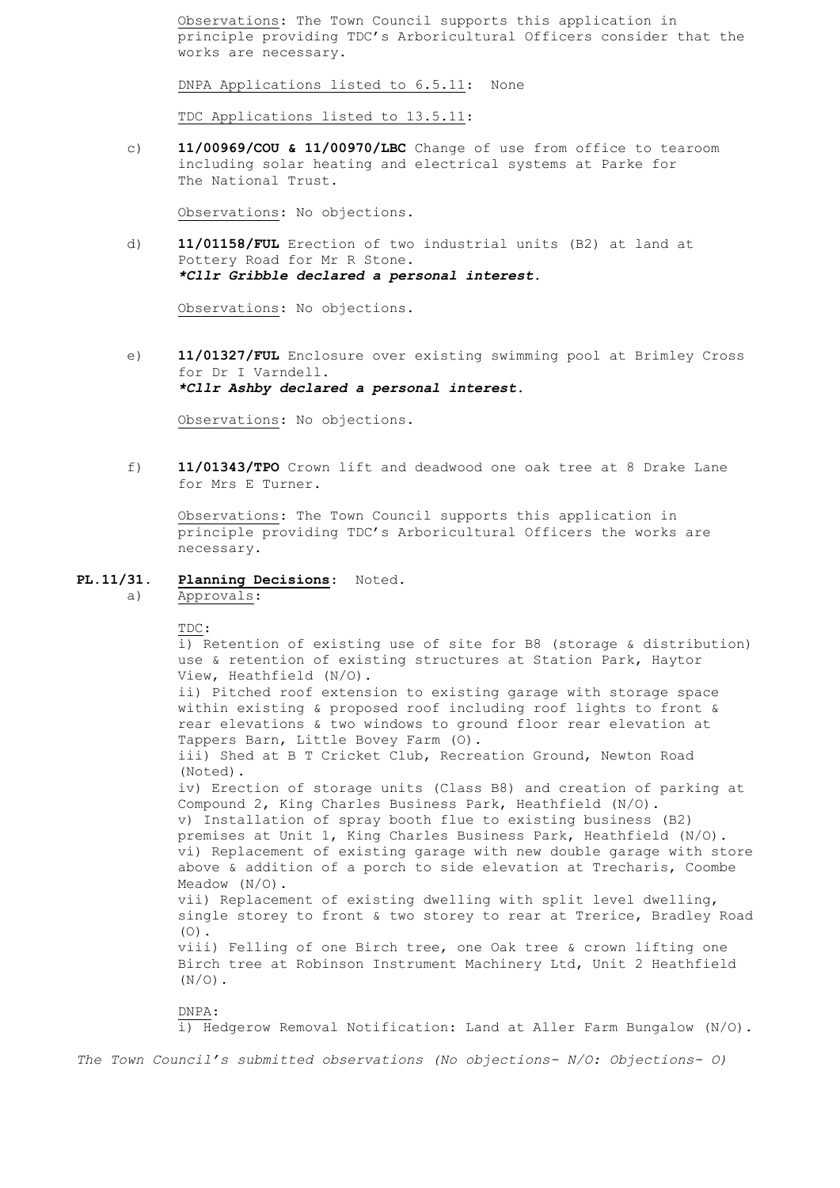Observations: The Town Council supports this application in principle providing TDC's Arboricultural Officers consider that the works are necessary.

DNPA Applications listed to 6.5.11: None

TDC Applications listed to 13.5.11:

c) **11/00969/COU & 11/00970/LBC** Change of use from office to tearoom including solar heating and electrical systems at Parke for The National Trust.

Observations: No objections.

d) **11/01158/FUL** Erection of two industrial units (B2) at land at Pottery Road for Mr R Stone.
***Cllr Gribble declared a personal interest.***

Observations: No objections.

e) **11/01327/FUL** Enclosure over existing swimming pool at Brimley Cross for Dr I Varndell.
***Cllr Ashby declared a personal interest.***

Observations: No objections.

f) **11/01343/TPO** Crown lift and deadwood one oak tree at 8 Drake Lane for Mrs E Turner.

Observations: The Town Council supports this application in principle providing TDC's Arboricultural Officers the works are necessary.

**PL.11/31. Planning Decisions**: Noted.

a) Approvals:

TDC:

i) Retention of existing use of site for B8 (storage & distribution) use & retention of existing structures at Station Park, Haytor View, Heathfield (N/O).
ii) Pitched roof extension to existing garage with storage space within existing & proposed roof including roof lights to front & rear elevations & two windows to ground floor rear elevation at Tappers Barn, Little Bovey Farm (O).
iii) Shed at B T Cricket Club, Recreation Ground, Newton Road (Noted).
iv) Erection of storage units (Class B8) and creation of parking at Compound 2, King Charles Business Park, Heathfield (N/O).
v) Installation of spray booth flue to existing business (B2) premises at Unit 1, King Charles Business Park, Heathfield (N/O).
vi) Replacement of existing garage with new double garage with store above & addition of a porch to side elevation at Trecharis, Coombe Meadow (N/O).
vii) Replacement of existing dwelling with split level dwelling, single storey to front & two storey to rear at Trerice, Bradley Road (O).
viii) Felling of one Birch tree, one Oak tree & crown lifting one Birch tree at Robinson Instrument Machinery Ltd, Unit 2 Heathfield (N/O).

DNPA:

i) Hedgerow Removal Notification: Land at Aller Farm Bungalow (N/O).

*The Town Council's submitted observations (No objections- N/O: Objections- O)*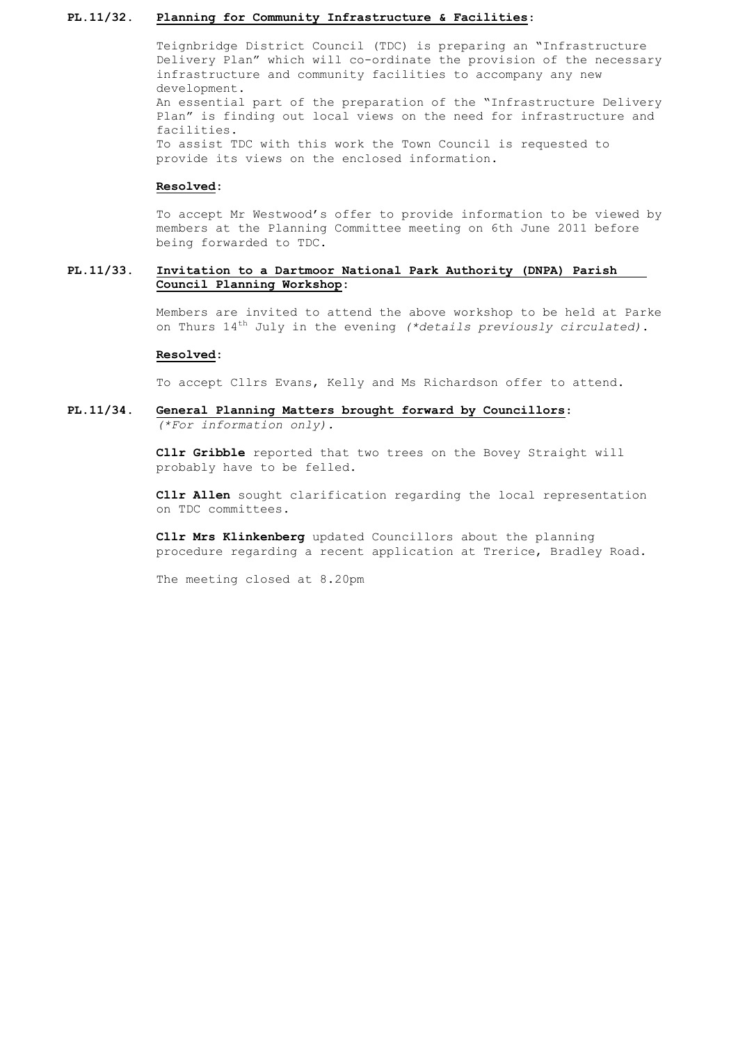**PL.11/32. Planning for Community Infrastructure & Facilities:**

Teignbridge District Council (TDC) is preparing an "Infrastructure Delivery Plan" which will co-ordinate the provision of the necessary infrastructure and community facilities to accompany any new development.
An essential part of the preparation of the "Infrastructure Delivery Plan" is finding out local views on the need for infrastructure and facilities.
To assist TDC with this work the Town Council is requested to provide its views on the enclosed information.

**Resolved:**

To accept Mr Westwood's offer to provide information to be viewed by members at the Planning Committee meeting on 6th June 2011 before being forwarded to TDC.

**PL.11/33. Invitation to a Dartmoor National Park Authority (DNPA) Parish Council Planning Workshop:**

Members are invited to attend the above workshop to be held at Parke on Thurs 14th July in the evening *(\*details previously circulated)*.

**Resolved:**

To accept Cllrs Evans, Kelly and Ms Richardson offer to attend.

**PL.11/34. General Planning Matters brought forward by Councillors:**
*(\*For information only).*

**Cllr Gribble** reported that two trees on the Bovey Straight will probably have to be felled.

**Cllr Allen** sought clarification regarding the local representation on TDC committees.

**Cllr Mrs Klinkenberg** updated Councillors about the planning procedure regarding a recent application at Trerice, Bradley Road.

The meeting closed at 8.20pm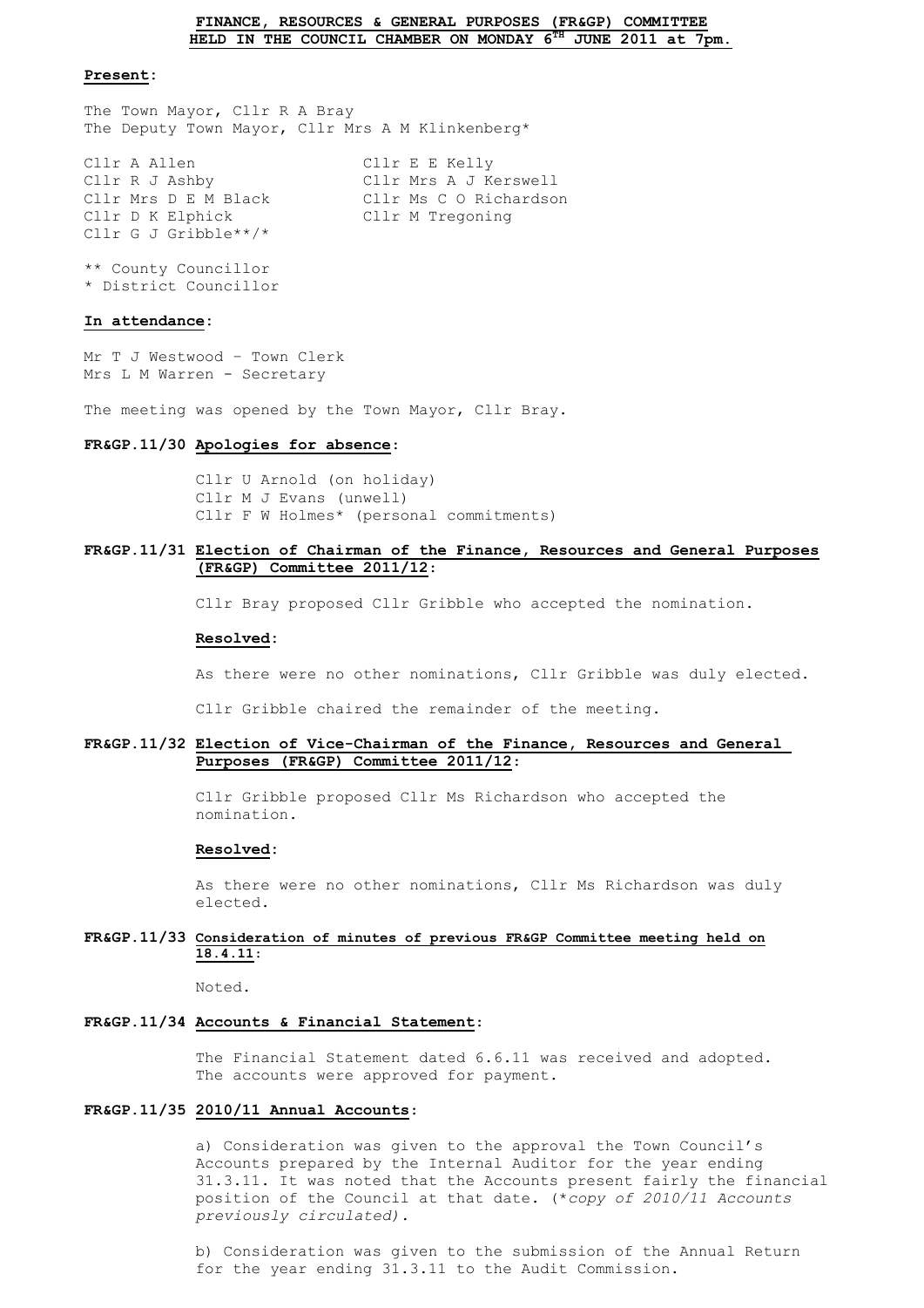**FINANCE, RESOURCES & GENERAL PURPOSES (FR&GP) COMMITTEE HELD IN THE COUNCIL CHAMBER ON MONDAY 6TH JUNE 2011 at 7pm.**

**Present:**

The Town Mayor, Cllr R A Bray
The Deputy Town Mayor, Cllr Mrs A M Klinkenberg*

Cllr A Allen
Cllr R J Ashby
Cllr Mrs D E M Black
Cllr D K Elphick
Cllr G J Gribble**/*
Cllr E E Kelly
Cllr Mrs A J Kerswell
Cllr Ms C O Richardson
Cllr M Tregoning

** County Councillor
* District Councillor

**In attendance:**

Mr T J Westwood – Town Clerk
Mrs L M Warren - Secretary

The meeting was opened by the Town Mayor, Cllr Bray.

**FR&GP.11/30 Apologies for absence:**

Cllr U Arnold (on holiday)
Cllr M J Evans (unwell)
Cllr F W Holmes* (personal commitments)

**FR&GP.11/31 Election of Chairman of the Finance, Resources and General Purposes (FR&GP) Committee 2011/12:**

Cllr Bray proposed Cllr Gribble who accepted the nomination.

**Resolved:**

As there were no other nominations, Cllr Gribble was duly elected.

Cllr Gribble chaired the remainder of the meeting.

**FR&GP.11/32 Election of Vice-Chairman of the Finance, Resources and General Purposes (FR&GP) Committee 2011/12:**

Cllr Gribble proposed Cllr Ms Richardson who accepted the nomination.

**Resolved:**

As there were no other nominations, Cllr Ms Richardson was duly elected.

**FR&GP.11/33 Consideration of minutes of previous FR&GP Committee meeting held on 18.4.11:**

Noted.

**FR&GP.11/34 Accounts & Financial Statement:**

The Financial Statement dated 6.6.11 was received and adopted. The accounts were approved for payment.

**FR&GP.11/35 2010/11 Annual Accounts:**

a) Consideration was given to the approval the Town Council's Accounts prepared by the Internal Auditor for the year ending 31.3.11. It was noted that the Accounts present fairly the financial position of the Council at that date. (*\*copy of 2010/11 Accounts previously circulated).*

b) Consideration was given to the submission of the Annual Return for the year ending 31.3.11 to the Audit Commission.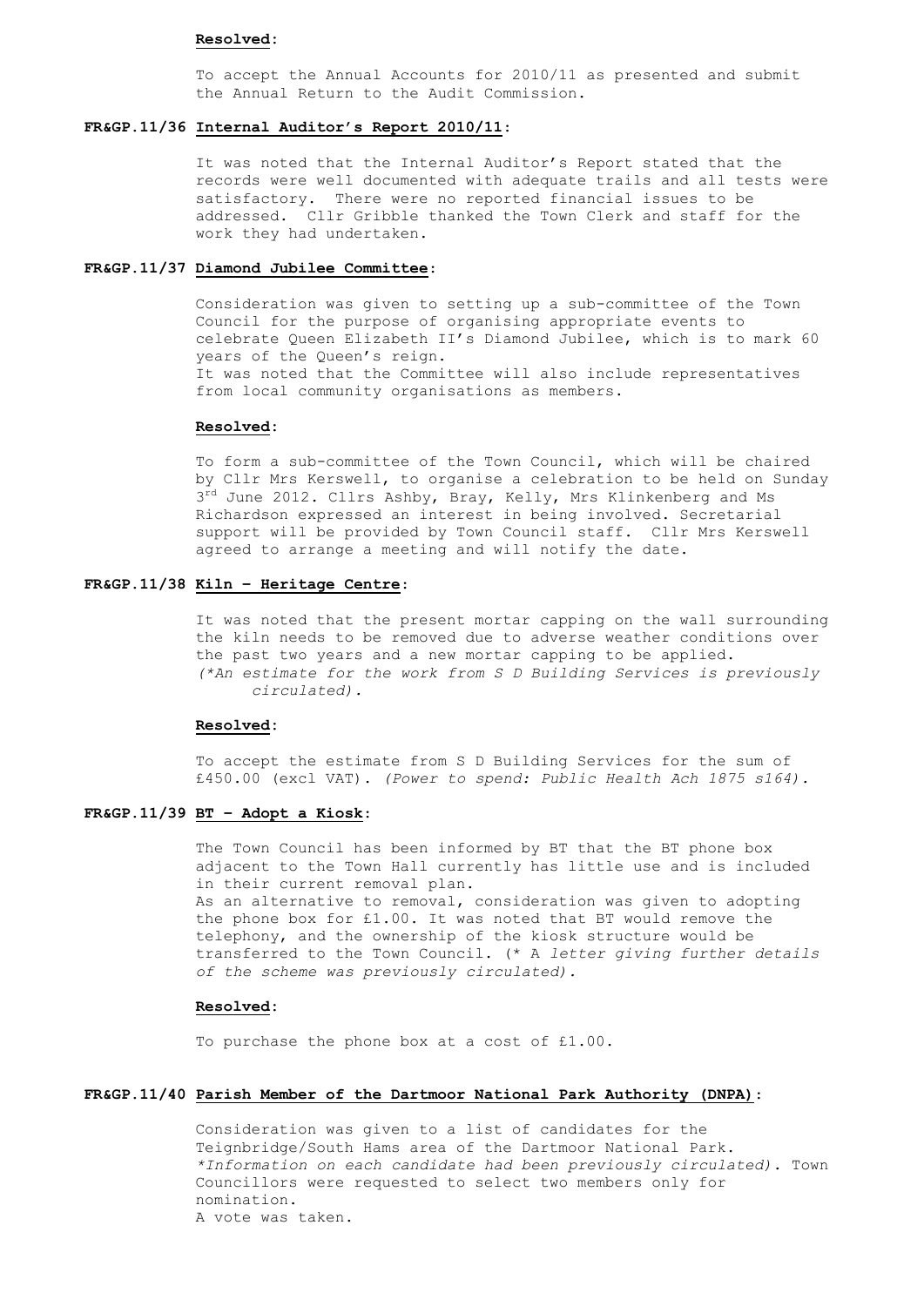**Resolved**:

To accept the Annual Accounts for 2010/11 as presented and submit the Annual Return to the Audit Commission.

**FR&GP.11/36 Internal Auditor's Report 2010/11**:

It was noted that the Internal Auditor's Report stated that the records were well documented with adequate trails and all tests were satisfactory. There were no reported financial issues to be addressed. Cllr Gribble thanked the Town Clerk and staff for the work they had undertaken.

**FR&GP.11/37 Diamond Jubilee Committee**:

Consideration was given to setting up a sub-committee of the Town Council for the purpose of organising appropriate events to celebrate Queen Elizabeth II's Diamond Jubilee, which is to mark 60 years of the Queen's reign.
It was noted that the Committee will also include representatives from local community organisations as members.

**Resolved**:

To form a sub-committee of the Town Council, which will be chaired by Cllr Mrs Kerswell, to organise a celebration to be held on Sunday 3rd June 2012. Cllrs Ashby, Bray, Kelly, Mrs Klinkenberg and Ms Richardson expressed an interest in being involved. Secretarial support will be provided by Town Council staff. Cllr Mrs Kerswell agreed to arrange a meeting and will notify the date.

**FR&GP.11/38 Kiln – Heritage Centre**:

It was noted that the present mortar capping on the wall surrounding the kiln needs to be removed due to adverse weather conditions over the past two years and a new mortar capping to be applied.
*(\*An estimate for the work from S D Building Services is previously circulated).*

**Resolved**:

To accept the estimate from S D Building Services for the sum of £450.00 (excl VAT). *(Power to spend: Public Health Ach 1875 s164).*

**FR&GP.11/39 BT – Adopt a Kiosk**:

The Town Council has been informed by BT that the BT phone box adjacent to the Town Hall currently has little use and is included in their current removal plan.
As an alternative to removal, consideration was given to adopting the phone box for £1.00. It was noted that BT would remove the telephony, and the ownership of the kiosk structure would be transferred to the Town Council. (\* A *letter giving further details of the scheme was previously circulated).*

**Resolved**:

To purchase the phone box at a cost of £1.00.

**FR&GP.11/40 Parish Member of the Dartmoor National Park Authority (DNPA)**:

Consideration was given to a list of candidates for the Teignbridge/South Hams area of the Dartmoor National Park. *\*Information on each candidate had been previously circulated).* Town Councillors were requested to select two members only for nomination.
A vote was taken.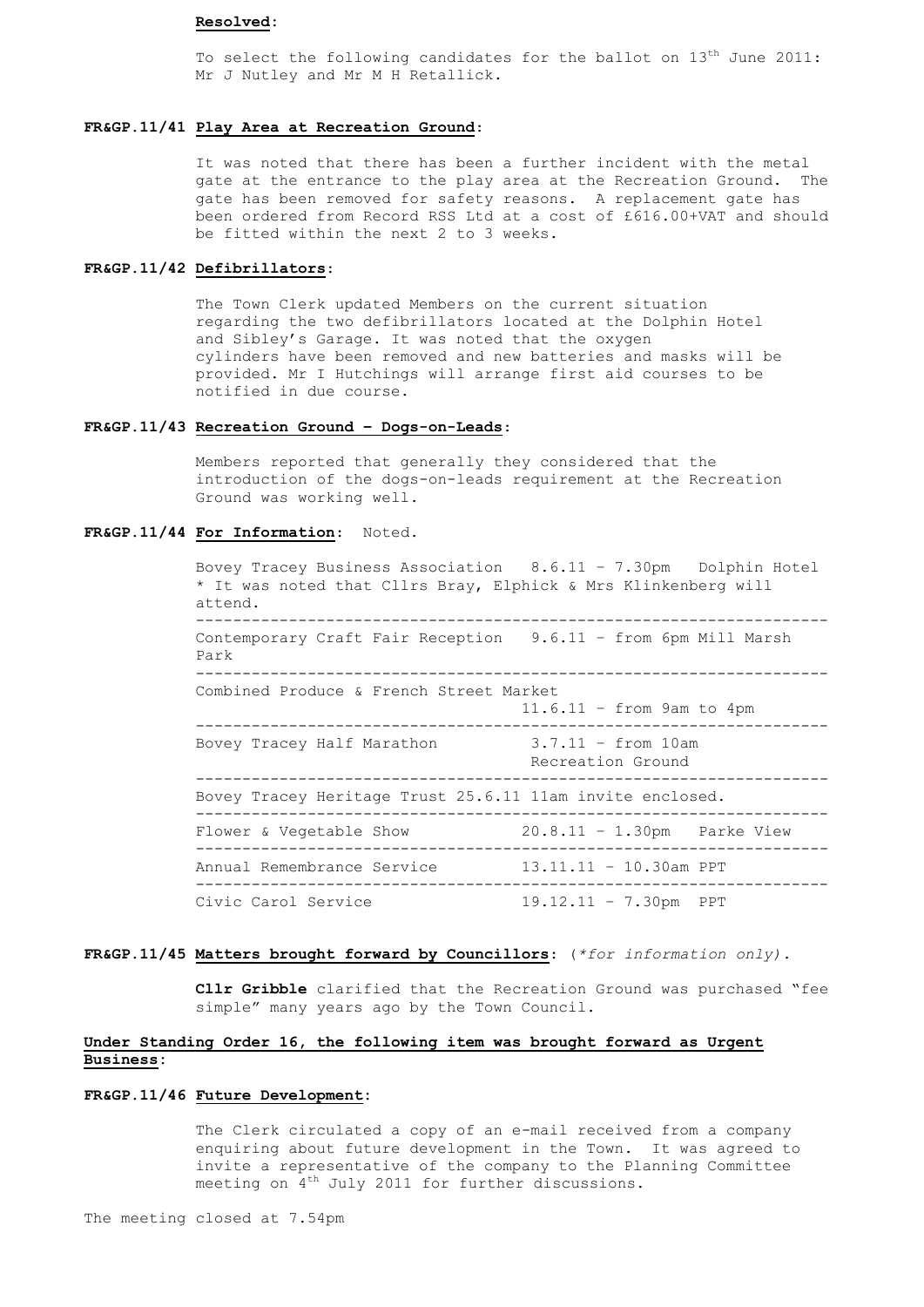**Resolved:**

To select the following candidates for the ballot on 13th June 2011: Mr J Nutley and Mr M H Retallick.

**FR&GP.11/41 Play Area at Recreation Ground:**

It was noted that there has been a further incident with the metal gate at the entrance to the play area at the Recreation Ground. The gate has been removed for safety reasons. A replacement gate has been ordered from Record RSS Ltd at a cost of £616.00+VAT and should be fitted within the next 2 to 3 weeks.

**FR&GP.11/42 Defibrillators:**

The Town Clerk updated Members on the current situation regarding the two defibrillators located at the Dolphin Hotel and Sibley's Garage. It was noted that the oxygen cylinders have been removed and new batteries and masks will be provided. Mr I Hutchings will arrange first aid courses to be notified in due course.

**FR&GP.11/43 Recreation Ground – Dogs-on-Leads:**

Members reported that generally they considered that the introduction of the dogs-on-leads requirement at the Recreation Ground was working well.

**FR&GP.11/44 For Information:** Noted.

Bovey Tracey Business Association 8.6.11 – 7.30pm Dolphin Hotel
* It was noted that Cllrs Bray, Elphick & Mrs Klinkenberg will attend.

---

Contemporary Craft Fair Reception 9.6.11 – from 6pm Mill Marsh Park

---

Combined Produce & French Street Market 11.6.11 – from 9am to 4pm

---

Bovey Tracey Half Marathon 3.7.11 – from 10am Recreation Ground

---

Bovey Tracey Heritage Trust 25.6.11 11am invite enclosed.

---

Flower & Vegetable Show 20.8.11 – 1.30pm Parke View

---

Annual Remembrance Service 13.11.11 – 10.30am PPT

---

Civic Carol Service 19.12.11 – 7.30pm PPT

**FR&GP.11/45 Matters brought forward by Councillors:** (*for information only).*

**Cllr Gribble** clarified that the Recreation Ground was purchased "fee simple" many years ago by the Town Council.

**Under Standing Order 16, the following item was brought forward as Urgent Business:**

**FR&GP.11/46 Future Development:**

The Clerk circulated a copy of an e-mail received from a company enquiring about future development in the Town. It was agreed to invite a representative of the company to the Planning Committee meeting on 4th July 2011 for further discussions.

The meeting closed at 7.54pm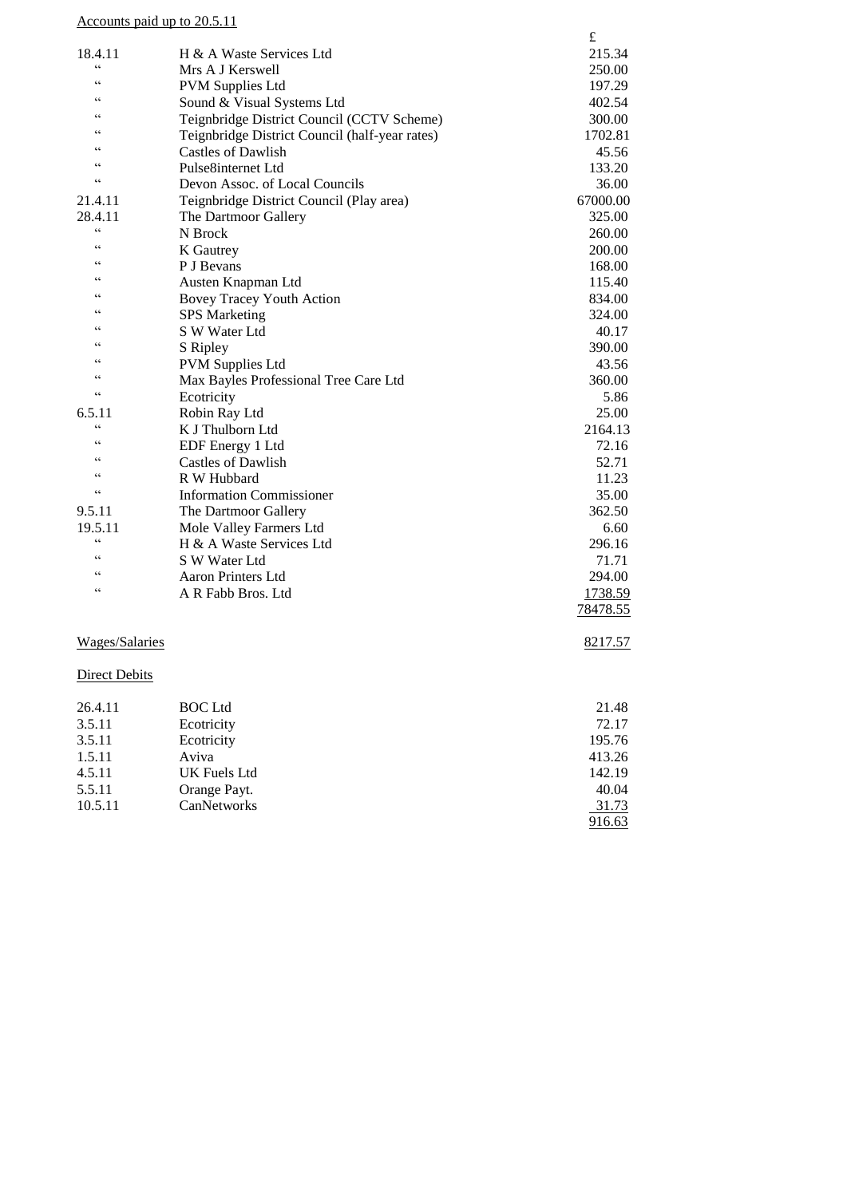Accounts paid up to 20.5.11

| Date | Payee | £ |
|---|---|---|
| 18.4.11 | H & A Waste Services Ltd | 215.34 |
| " | Mrs A J Kerswell | 250.00 |
| " | PVM Supplies Ltd | 197.29 |
| " | Sound & Visual Systems Ltd | 402.54 |
| " | Teignbridge District Council (CCTV Scheme) | 300.00 |
| " | Teignbridge District Council (half-year rates) | 1702.81 |
| " | Castles of Dawlish | 45.56 |
| " | Pulse8internet Ltd | 133.20 |
| " | Devon Assoc. of Local Councils | 36.00 |
| 21.4.11 | Teignbridge District Council (Play area) | 67000.00 |
| 28.4.11 | The Dartmoor Gallery | 325.00 |
| " | N Brock | 260.00 |
| " | K Gautrey | 200.00 |
| " | P J Bevans | 168.00 |
| " | Austen Knapman Ltd | 115.40 |
| " | Bovey Tracey Youth Action | 834.00 |
| " | SPS Marketing | 324.00 |
| " | S W Water Ltd | 40.17 |
| " | S Ripley | 390.00 |
| " | PVM Supplies Ltd | 43.56 |
| " | Max Bayles Professional Tree Care Ltd | 360.00 |
| " | Ecotricity | 5.86 |
| 6.5.11 | Robin Ray Ltd | 25.00 |
| " | K J Thulborn Ltd | 2164.13 |
| " | EDF Energy 1 Ltd | 72.16 |
| " | Castles of Dawlish | 52.71 |
| " | R W Hubbard | 11.23 |
| " | Information Commissioner | 35.00 |
| 9.5.11 | The Dartmoor Gallery | 362.50 |
| 19.5.11 | Mole Valley Farmers Ltd | 6.60 |
| " | H & A Waste Services Ltd | 296.16 |
| " | S W Water Ltd | 71.71 |
| " | Aaron Printers Ltd | 294.00 |
| " | A R Fabb Bros. Ltd | 1738.59 |
| | | 78478.55 |

Wages/Salaries 8217.57

Direct Debits

| Date | Payee | £ |
|---|---|---|
| 26.4.11 | BOC Ltd | 21.48 |
| 3.5.11 | Ecotricity | 72.17 |
| 3.5.11 | Ecotricity | 195.76 |
| 1.5.11 | Aviva | 413.26 |
| 4.5.11 | UK Fuels Ltd | 142.19 |
| 5.5.11 | Orange Payt. | 40.04 |
| 10.5.11 | CanNetworks | 31.73 |
| | | 916.63 |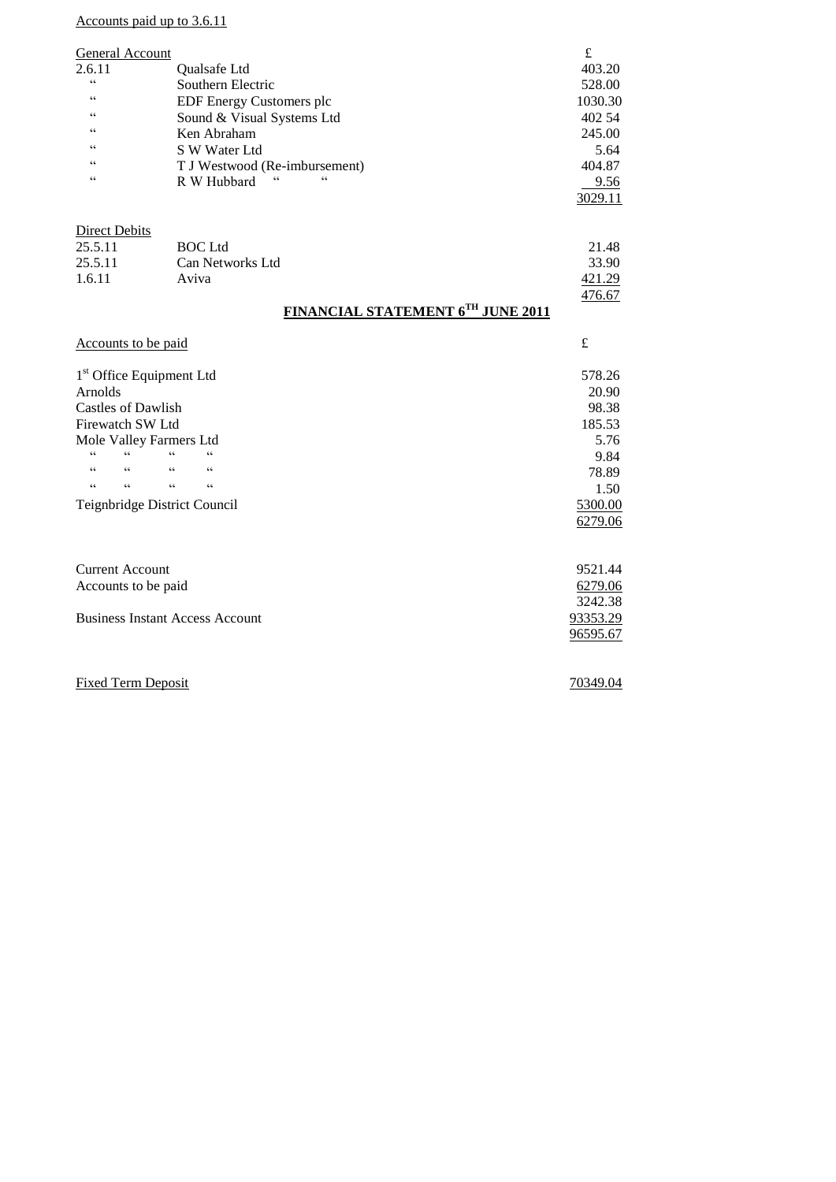Accounts paid up to 3.6.11

| General Account | | £ |
|---|---|---|
| 2.6.11 | Qualsafe Ltd | 403.20 |
| " | Southern Electric | 528.00 |
| " | EDF Energy Customers plc | 1030.30 |
| " | Sound & Visual Systems Ltd | 402 54 |
| " | Ken Abraham | 245.00 |
| " | S W Water Ltd | 5.64 |
| " | T J Westwood (Re-imbursement) | 404.87 |
| " | R W Hubbard " " | 9.56 |
| | | 3029.11 |

| Direct Debits | | |
|---|---|---|
| 25.5.11 | BOC Ltd | 21.48 |
| 25.5.11 | Can Networks Ltd | 33.90 |
| 1.6.11 | Aviva | 421.29 |
| | | 476.67 |

## FINANCIAL STATEMENT 6TH JUNE 2011

| Accounts to be paid | £ |
|---|---|
| 1st Office Equipment Ltd | 578.26 |
| Arnolds | 20.90 |
| Castles of Dawlish | 98.38 |
| Firewatch SW Ltd | 185.53 |
| Mole Valley Farmers Ltd | 5.76 |
| " " " " | 9.84 |
| " " " " | 78.89 |
| " " " " | 1.50 |
| Teignbridge District Council | 5300.00 |
| | 6279.06 |

| | |
|---|---|
| Current Account | 9521.44 |
| Accounts to be paid | 6279.06 |
| | 3242.38 |
| Business Instant Access Account | 93353.29 |
| | 96595.67 |

| | |
|---|---|
| Fixed Term Deposit | 70349.04 |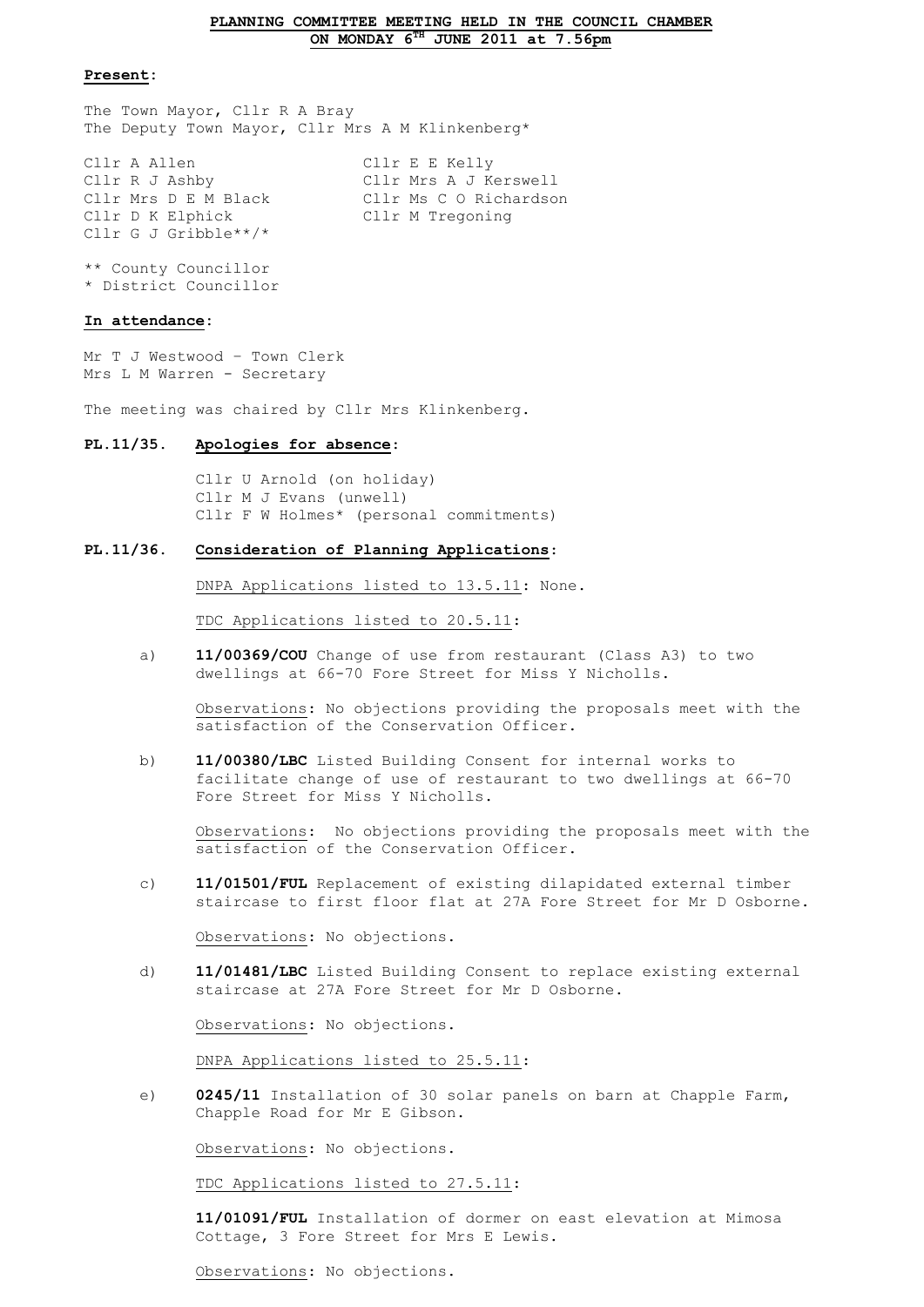# PLANNING COMMITTEE MEETING HELD IN THE COUNCIL CHAMBER ON MONDAY 6TH JUNE 2011 at 7.56pm

**Present**:

The Town Mayor, Cllr R A Bray
The Deputy Town Mayor, Cllr Mrs A M Klinkenberg*

Cllr A Allen
Cllr R J Ashby
Cllr Mrs D E M Black
Cllr D K Elphick
Cllr G J Gribble**/*
Cllr E E Kelly
Cllr Mrs A J Kerswell
Cllr Ms C O Richardson
Cllr M Tregoning

** County Councillor
* District Councillor

**In attendance**:

Mr T J Westwood – Town Clerk
Mrs L M Warren - Secretary

The meeting was chaired by Cllr Mrs Klinkenberg.

**PL.11/35. Apologies for absence:**

Cllr U Arnold (on holiday)
Cllr M J Evans (unwell)
Cllr F W Holmes* (personal commitments)

**PL.11/36. Consideration of Planning Applications:**

DNPA Applications listed to 13.5.11: None.

TDC Applications listed to 20.5.11:

a) **11/00369/COU** Change of use from restaurant (Class A3) to two dwellings at 66-70 Fore Street for Miss Y Nicholls.

Observations: No objections providing the proposals meet with the satisfaction of the Conservation Officer.

b) **11/00380/LBC** Listed Building Consent for internal works to facilitate change of use of restaurant to two dwellings at 66-70 Fore Street for Miss Y Nicholls.

Observations: No objections providing the proposals meet with the satisfaction of the Conservation Officer.

c) **11/01501/FUL** Replacement of existing dilapidated external timber staircase to first floor flat at 27A Fore Street for Mr D Osborne.

Observations: No objections.

d) **11/01481/LBC** Listed Building Consent to replace existing external staircase at 27A Fore Street for Mr D Osborne.

Observations: No objections.

DNPA Applications listed to 25.5.11:

e) **0245/11** Installation of 30 solar panels on barn at Chapple Farm, Chapple Road for Mr E Gibson.

Observations: No objections.

TDC Applications listed to 27.5.11:

**11/01091/FUL** Installation of dormer on east elevation at Mimosa Cottage, 3 Fore Street for Mrs E Lewis.

Observations: No objections.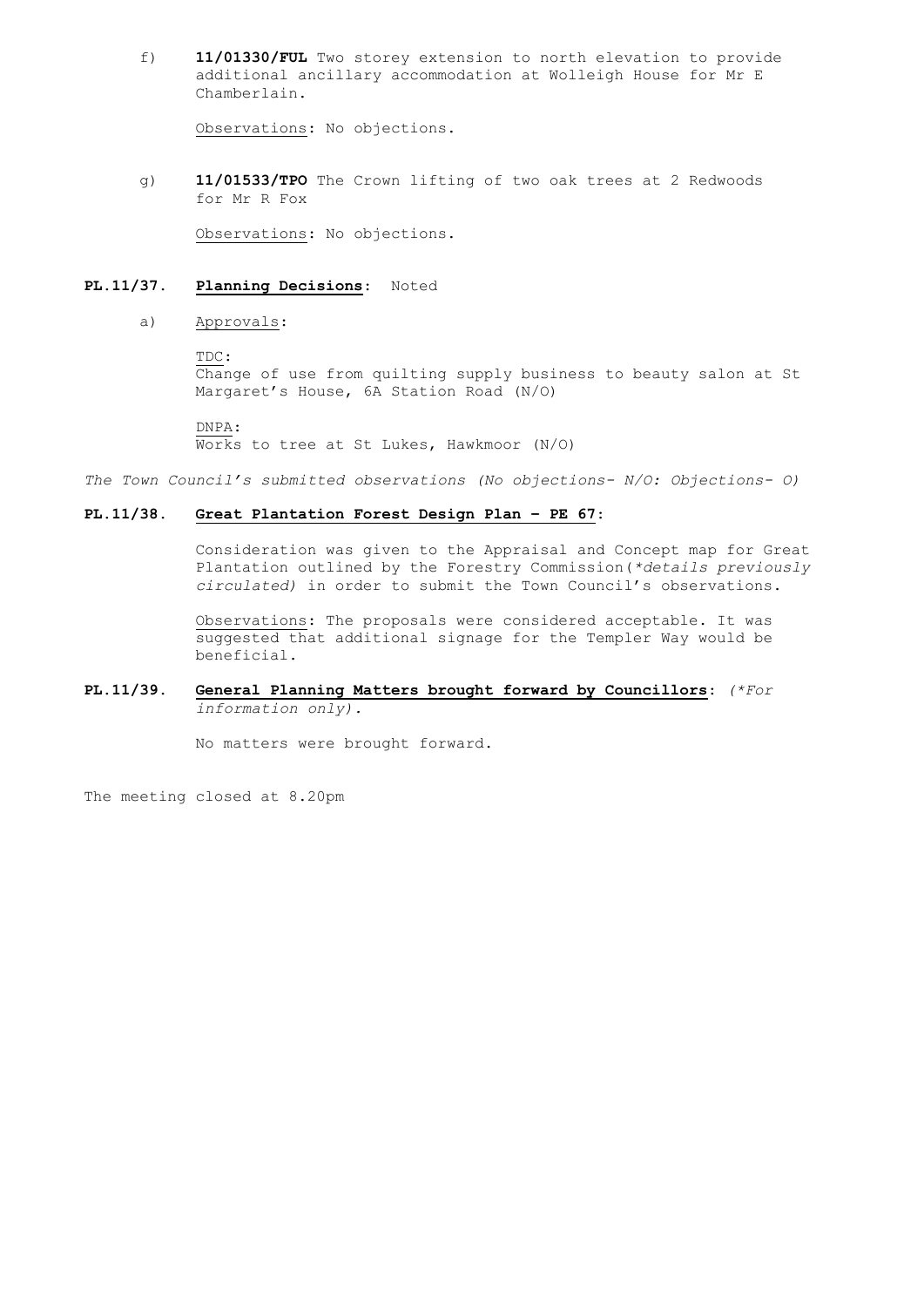f) **11/01330/FUL** Two storey extension to north elevation to provide additional ancillary accommodation at Wolleigh House for Mr E Chamberlain.

Observations: No objections.

g) **11/01533/TPO** The Crown lifting of two oak trees at 2 Redwoods for Mr R Fox

Observations: No objections.

**PL.11/37. Planning Decisions**: Noted

a) Approvals:

TDC:
Change of use from quilting supply business to beauty salon at St Margaret's House, 6A Station Road (N/O)

DNPA:
Works to tree at St Lukes, Hawkmoor (N/O)

*The Town Council's submitted observations (No objections- N/O: Objections- O)*

**PL.11/38. Great Plantation Forest Design Plan – PE 67**:

Consideration was given to the Appraisal and Concept map for Great Plantation outlined by the Forestry Commission(*\*details previously circulated)* in order to submit the Town Council's observations.

Observations: The proposals were considered acceptable. It was suggested that additional signage for the Templer Way would be beneficial.

**PL.11/39. General Planning Matters brought forward by Councillors**: *(\*For information only).*

No matters were brought forward.

The meeting closed at 8.20pm